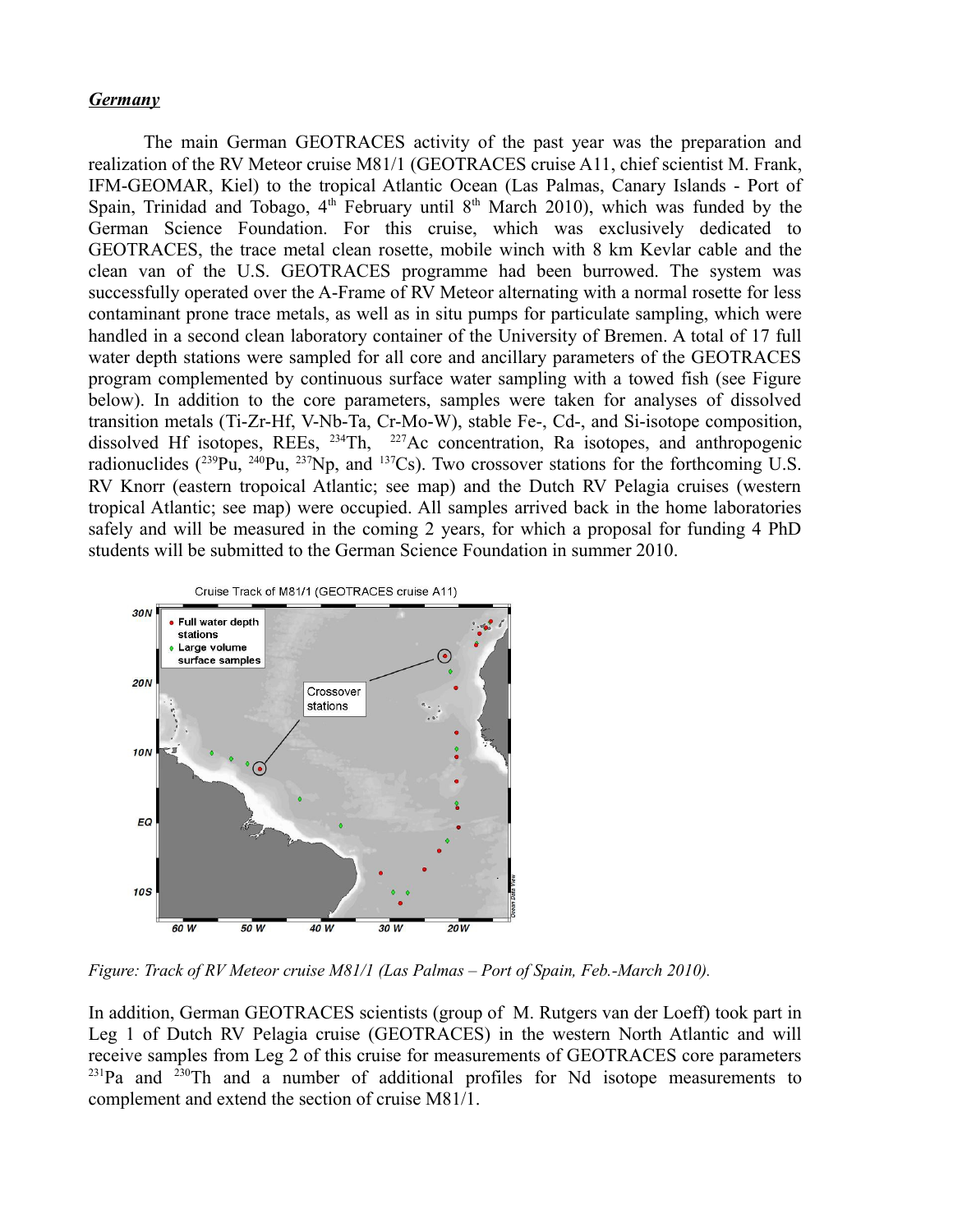## *Germany*

The main German GEOTRACES activity of the past year was the preparation and realization of the RV Meteor cruise M81/1 (GEOTRACES cruise A11, chief scientist M. Frank, IFM-GEOMAR, Kiel) to the tropical Atlantic Ocean (Las Palmas, Canary Islands - Port of Spain, Trinidad and Tobago, 4th February until 8th March 2010), which was funded by the German Science Foundation. For this cruise, which was exclusively dedicated to GEOTRACES, the trace metal clean rosette, mobile winch with 8 km Kevlar cable and the clean van of the U.S. GEOTRACES programme had been burrowed. The system was successfully operated over the A-Frame of RV Meteor alternating with a normal rosette for less contaminant prone trace metals, as well as in situ pumps for particulate sampling, which were handled in a second clean laboratory container of the University of Bremen. A total of 17 full water depth stations were sampled for all core and ancillary parameters of the GEOTRACES program complemented by continuous surface water sampling with a towed fish (see Figure below). In addition to the core parameters, samples were taken for analyses of dissolved transition metals (Ti-Zr-Hf, V-Nb-Ta, Cr-Mo-W), stable Fe-, Cd-, and Si-isotope composition, dissolved Hf isotopes, REEs, $^{234}$Th, $^{227}$Ac concentration, Ra isotopes, and anthropogenic radionuclides ($^{239}$Pu, $^{240}$Pu, $^{237}$Np, and $^{137}$Cs). Two crossover stations for the forthcoming U.S. RV Knorr (eastern tropical Atlantic; see map) and the Dutch RV Pelagia cruises (western tropical Atlantic; see map) were occupied. All samples arrived back in the home laboratories safely and will be measured in the coming 2 years, for which a proposal for funding 4 PhD students will be submitted to the German Science Foundation in summer 2010.

*Figure: Track of RV Meteor cruise M81/1 (Las Palmas – Port of Spain, Feb.-March 2010).*

In addition, German GEOTRACES scientists (group of M. Rutgers van der Loeff) took part in Leg 1 of Dutch RV Pelagia cruise (GEOTRACES) in the western North Atlantic and will receive samples from Leg 2 of this cruise for measurements of GEOTRACES core parameters $^{231}$Pa and $^{230}$Th and a number of additional profiles for Nd isotope measurements to complement and extend the section of cruise M81/1.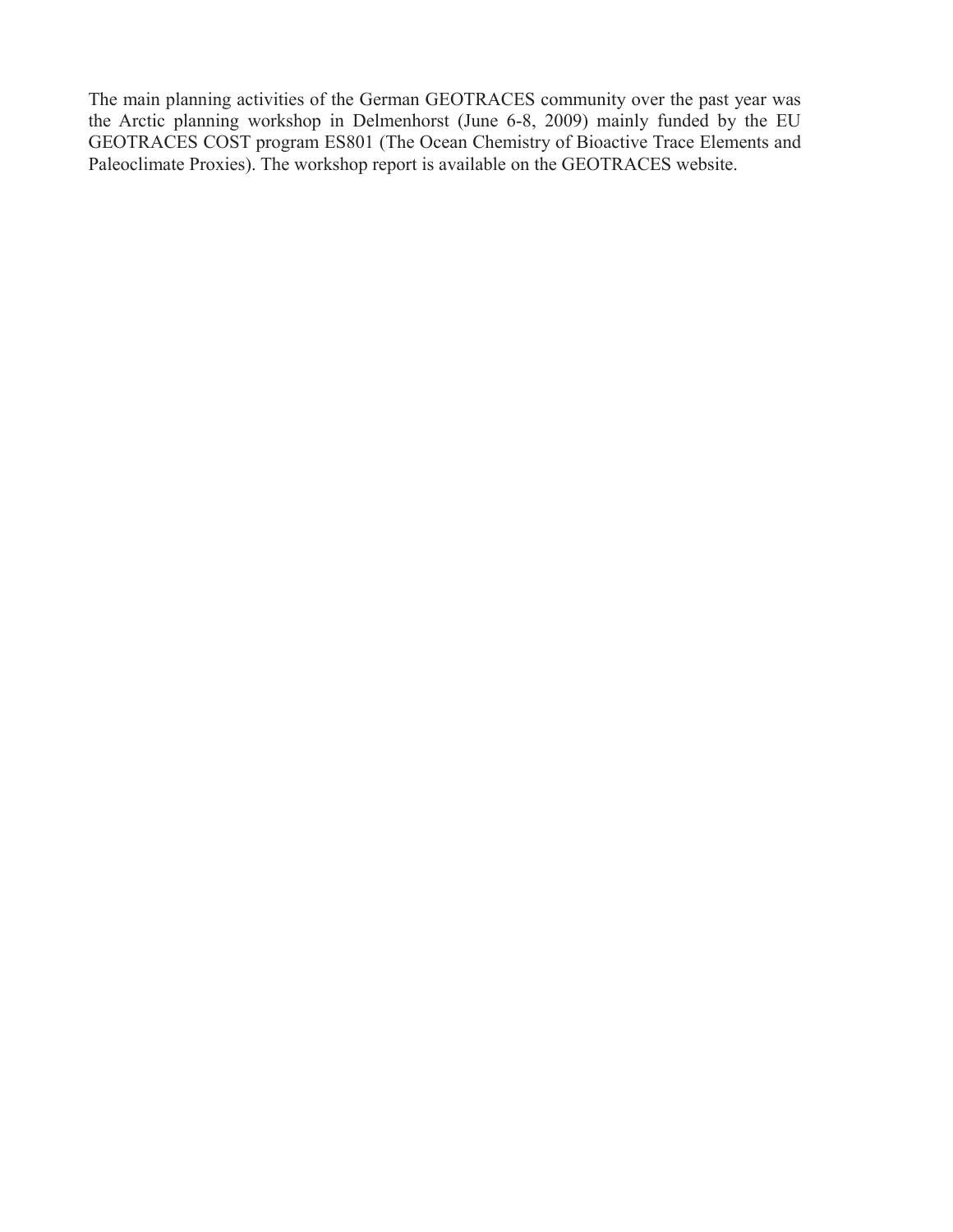The main planning activities of the German GEOTRACES community over the past year was the Arctic planning workshop in Delmenhorst (June 6-8, 2009) mainly funded by the EU GEOTRACES COST program ES801 (The Ocean Chemistry of Bioactive Trace Elements and Paleoclimate Proxies). The workshop report is available on the GEOTRACES website.